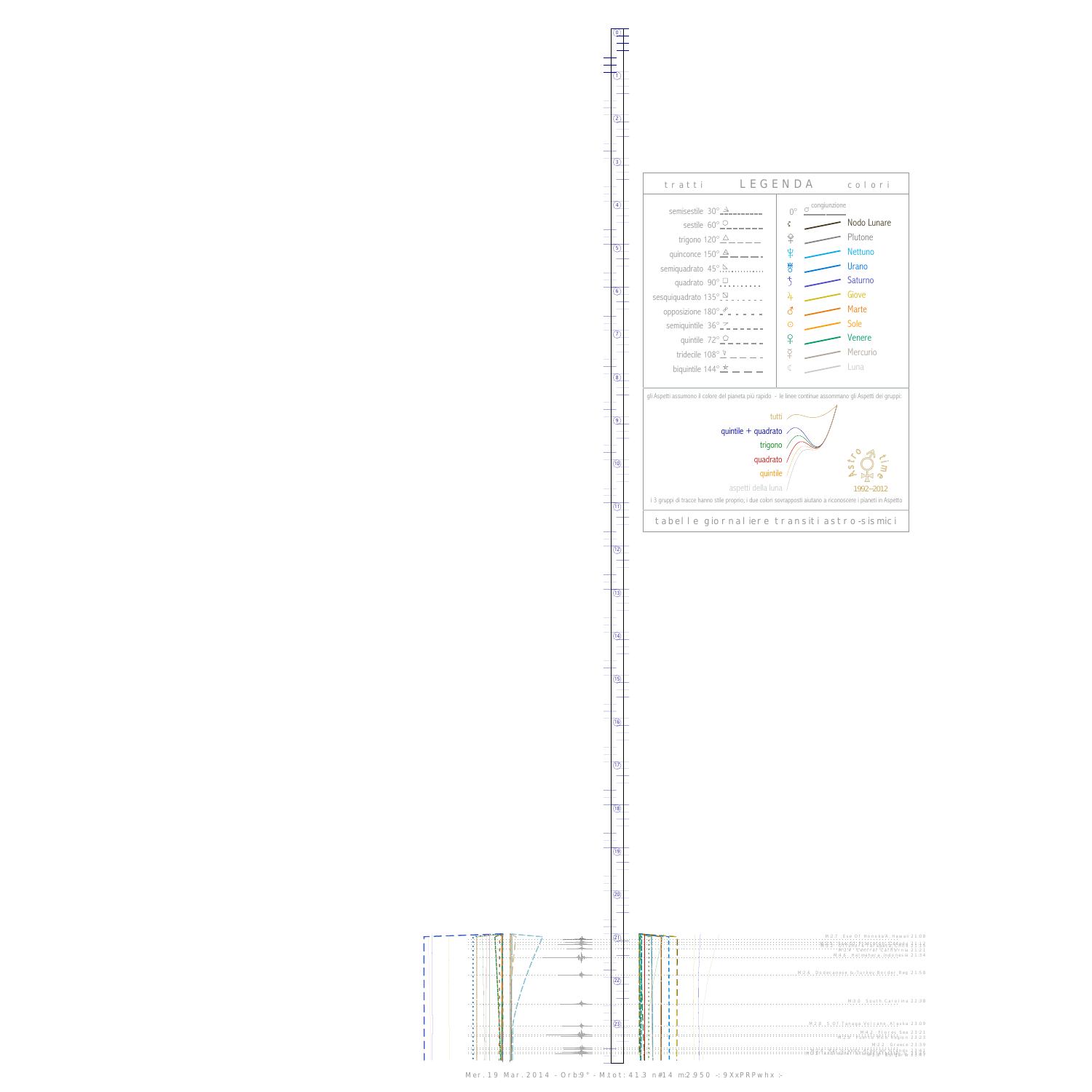## LEGENDA

**tratti**

- semisestile 30°
- sestile 60°
- trigono 120°
- quinconce 150°
- semiquadrato 45°
- quadrato 90°
- sesquiquadrato 135°
- opposizione 180°
- semiquintile 36°
- quintile 72°
- tridecile 108°
- biquintile 144°

**colori**

- 0° congiunzione
- Nodo Lunare
- Plutone
- Nettuno
- Urano
- Saturno
- Giove
- Marte
- Sole
- Venere
- Mercurio
- Luna

gli Aspetti assumono il colore del pianeta più rapido - le linee continue assommano gli Aspetti dei gruppi:

- tutti
- quintile + quadrato
- trigono
- quadrato
- quintile
- aspetti della luna

Astro time 1992–2012

i 3 gruppi di tracce hanno stile proprio; i due colori sovrapposti aiutano a riconoscere i pianeti in Aspetto

tabelle giornaliere transiti astro-sismici

M 2.7 Ese Of Honokaa, Hawaii 21:08
M 2.5 Central California 21:12
M 2.6 Central California 21:21
M 4.6 Halmahera, Indonesia 21:34
M 3.4 Dodecanese Is.-Turkey Border Reg 21:58
M 3.0 South Carolina 22:38
M 2.8 S Of Tanaga Volcano, Alaska 23:09
M 4.2 Flores Sea 23:21
M 2.8 Puerto Rico Region 23:23
M 2.2 Greece 23:39

Mer. 19 Mar. 2014 - Orb:9° - M.tot: 41.3 n#14 m:2.950 -: 9XxPRPwhx :-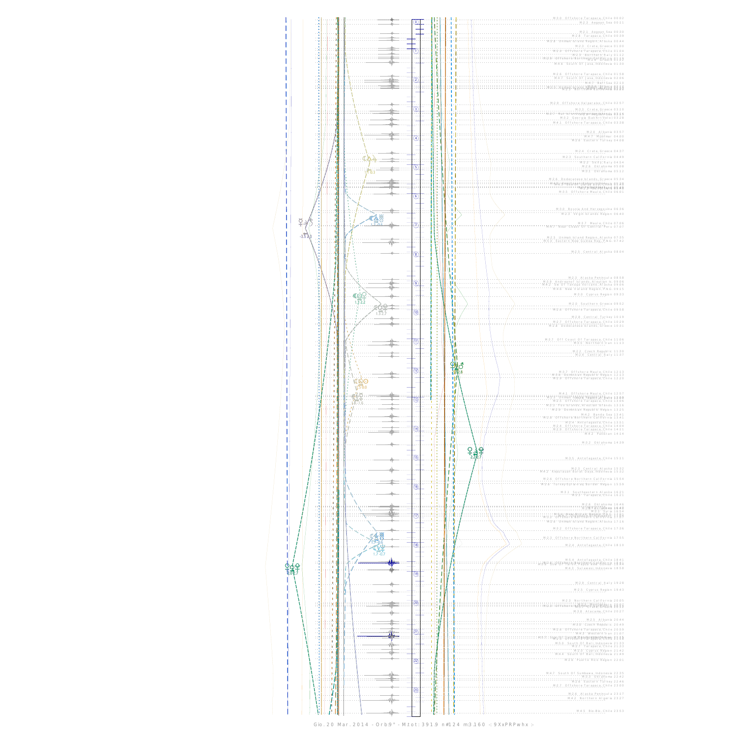M 3.0 Offshore Tarapaca Chile 00:02
M 2.1 Aegean Sea 00:11
M 2.1 Aegean Sea 00:30
M 2.8 Tarapaca Chile 00:39
M 2.8 Unimak Island Region Alaska 00:44
M 2.1 Crete Greece 01:00
M 2.9 Offshore Tarapaca Chile 01:04
M 2.8 Northern Italy 01:12
M 4.6 South Of Java Indonesia 01:30
M 2.6 Offshore Tarapaca Chile 01:58
M 4.7 South Of Java Indonesia 02:06
M 2.9 Offshore Valparaiso Chile 02:57
M 3.3 Crete Greece 03:10
M 3.2 George Bank Vela 03:28
M 4.1 Offshore Tarapaca Chile 03:38
M 2.0 Albania 03:57
M 4.2 Myanmar 04:00
M 2.6 Eastern Turkey 04:08
M 2.4 Crete Greece 04:37
M 2.3 Southern California 04:49
M 2.2 Sicily Italy 04:54
M 2.6 Oklahoma 05:09
M 3.1 Oklahoma 05:12
M 2.6 Dodecanese Islands Greece 05:34
M 3.5 Offshore Maule Chile 06:01
M 3.0 Bosnia And Herzegovina 06:36
M 2.3 Virgin Islands Region 06:40
M 3.7 Maule Chile 07:06
M 4.7 Near Coast Of Central Peru 07:07
M 2.5 Unimak Island Region Alaska 07:35
M 4.0 Eastern New Guinea Reg. P.N.G. 07:42
M 2.5 Central Alaska 08:04
M 2.3 Alaska Peninsula 08:58
M 3.9 Andreanof Islands Aleutian Is. 09:06
M 4.2 Sea Of Okhotsk 09:06
M 4.5 New Ireland Region P.N.G. 09:15
M 3.0 Cyprus Region 09:33
M 2.0 Southern Greece 09:52
M 2.6 Offshore Tarapaca Chile 09:58
M 2.8 Central Turkey 10:19
M 2.7 Offshore Tarapaca Chile 10:29
M 2.8 Dodecanese Islands Greece 10:31
M 3.7 Off Coast Of Tarapaca Chile 11:06
M 2.2 Northern Iran 11:13
M 2.2 Czech Republic 11:30
M 2.4 Central Italy 11:37
M 3.7 Offshore Maule Chile 12:13
M 3.8 Dominican Republic Region 12:13
M 2.9 Offshore Tarapaca Chile 12:20
M 4.1 Offshore Maule Chile 12:57
M 2.5 Offshore Tarapaca Chile 13:06
M 2.3 Pea Atlantic Aleutian Islands 13:16
M 3.9 Dominican Republic Region 13:25
M 4.2 Banda Sea 13:41
M 2.8 Offshore Northern California 13:41
M 2.4 Antofagasta Chile 13:51
M 2.4 Offshore Tarapaca Chile 14:04
M 2.5 Offshore Tarapaca Chile 14:11
M 4.2 Yucatan 14:14
M 3.2 Oklahoma 14:39
M 3.5 Antofagasta Chile 15:11
M 2.3 Central Alaska 15:32
M 4.2 Kepulauan Barat Daya Indonesia 15:32
M 2.6 Offshore Northern California 15:54
M 2.6 Turkey-Syria-Iraq Border Region 15:59
M 3.1 Southeastern Alaska 16:21
M 2.5 Tarapaca Chile 16:21
M 2.6 Oklahoma 16:46
M 3.1 Syria 16:54
M 2.2 Offshore Northern California 17:07
M 2.6 Unimak Island Region Alaska 17:16
M 3.2 Offshore Tarapaca Chile 17:36
M 2.3 Offshore Northern California 17:55
M 2.4 Antofagasta Chile 18:10
M 5.4 Antofagasta Chile 18:41
M 4.3 Sulawesi Indonesia 18:58
M 3.8 Central Italy 19:28
M 2.5 Cyprus Region 19:43
M 2.3 Northern California 20:05
M 3.8 Atacama Chile 20:27
M 2.5 Albania 20:44
M 3.0 Czech Republic 20:49
M 2.6 Offshore Tarapaca Chile 20:59
M 3.1 Northern Iran 21:07
M 3.8 South Of Bali Indonesia 21:33
M 2.7 Tarapaca Chile 21:33
M 2.0 Cyprus Region 21:42
M 4.3 South Of Bali Indonesia 21:49
M 2.8 Puerto Rico Region 22:01
M 4.7 South Of Sumbawa Indonesia 22:35
M 2.3 Oklahoma 22:42
M 2.6 Eastern Turkey 22:46
M 2.7 Offshore Tarapaca Chile 23:00
M 2.8 Alaska Peninsula 23:17
M 4.2 Northern Algeria 23:27
M 4.3 Bio-Bio Chile 23:53

Gio. 20 Mar. 2014 - Orb:9° - M.tot: 391.9 n#124 m:3.160 -: 9XxPRPwhx :-